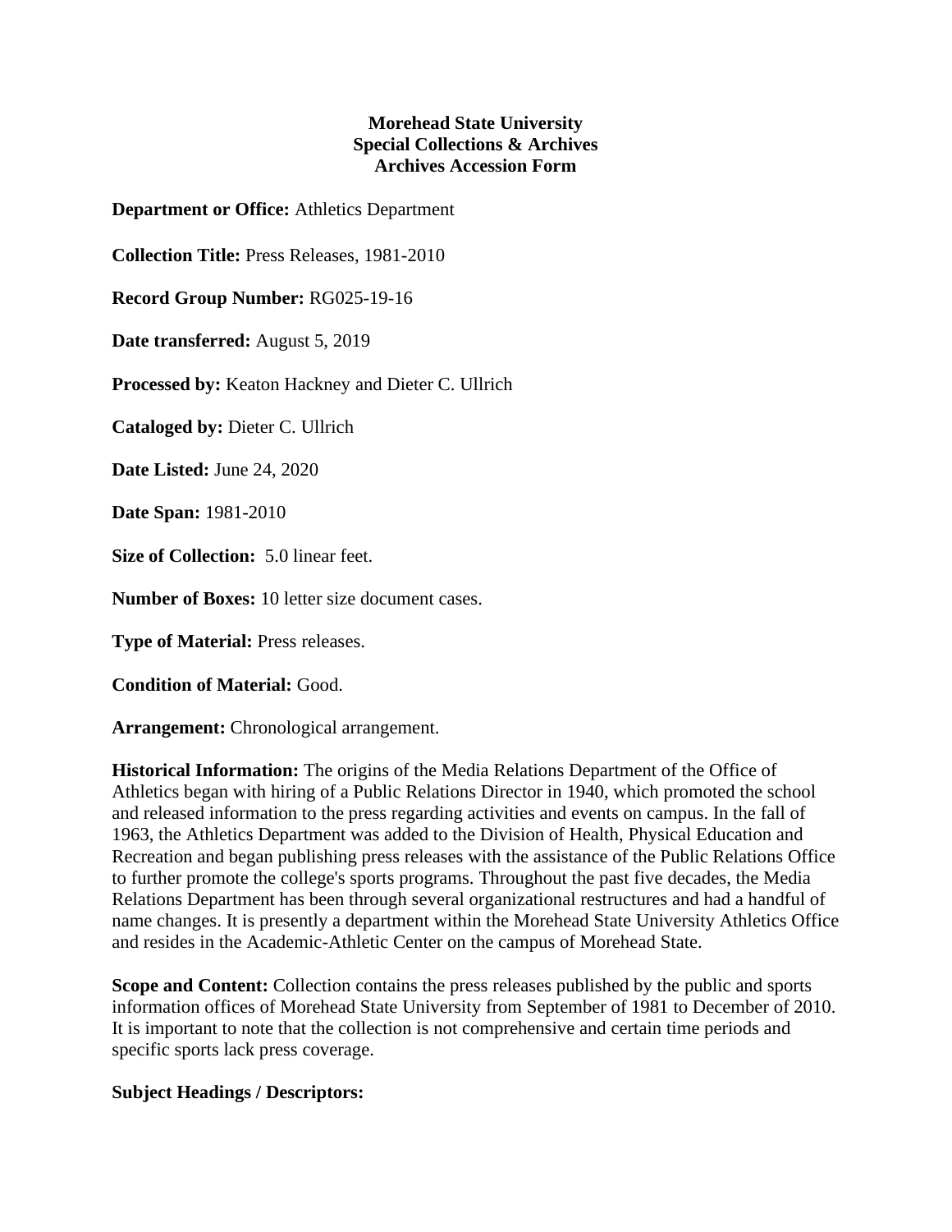**Morehead State University**
**Special Collections & Archives**
**Archives Accession Form**

**Department or Office:** Athletics Department

**Collection Title:** Press Releases, 1981-2010

**Record Group Number:** RG025-19-16

**Date transferred:** August 5, 2019

**Processed by:** Keaton Hackney and Dieter C. Ullrich

**Cataloged by:** Dieter C. Ullrich

**Date Listed:** June 24, 2020

**Date Span:** 1981-2010

**Size of Collection:** 5.0 linear feet.

**Number of Boxes:** 10 letter size document cases.

**Type of Material:** Press releases.

**Condition of Material:** Good.

**Arrangement:** Chronological arrangement.

**Historical Information:** The origins of the Media Relations Department of the Office of Athletics began with hiring of a Public Relations Director in 1940, which promoted the school and released information to the press regarding activities and events on campus. In the fall of 1963, the Athletics Department was added to the Division of Health, Physical Education and Recreation and began publishing press releases with the assistance of the Public Relations Office to further promote the college's sports programs. Throughout the past five decades, the Media Relations Department has been through several organizational restructures and had a handful of name changes. It is presently a department within the Morehead State University Athletics Office and resides in the Academic-Athletic Center on the campus of Morehead State.

**Scope and Content:** Collection contains the press releases published by the public and sports information offices of Morehead State University from September of 1981 to December of 2010. It is important to note that the collection is not comprehensive and certain time periods and specific sports lack press coverage.

**Subject Headings / Descriptors:**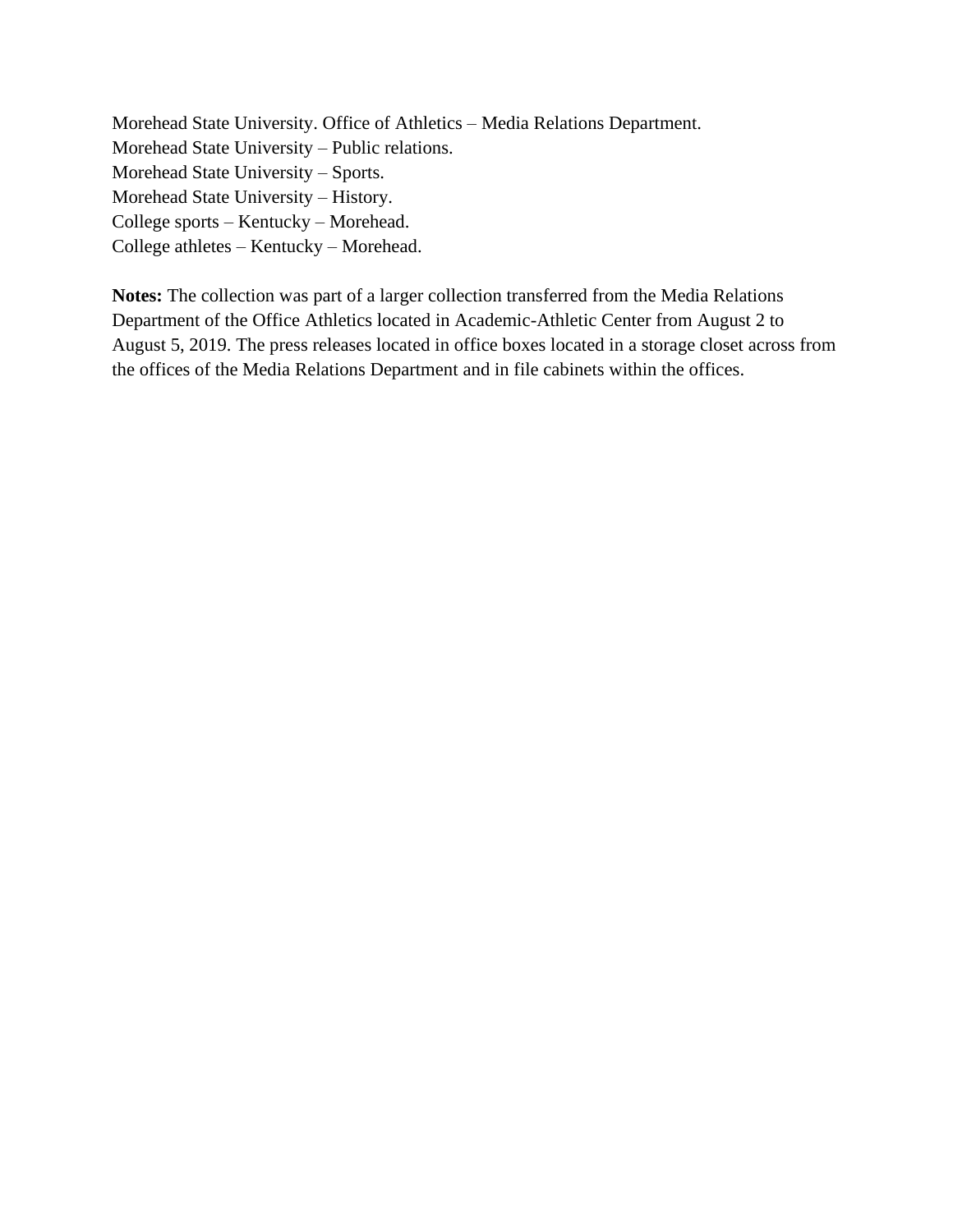Morehead State University. Office of Athletics – Media Relations Department.
Morehead State University – Public relations.
Morehead State University – Sports.
Morehead State University – History.
College sports – Kentucky – Morehead.
College athletes – Kentucky – Morehead.

**Notes:** The collection was part of a larger collection transferred from the Media Relations Department of the Office Athletics located in Academic-Athletic Center from August 2 to August 5, 2019. The press releases located in office boxes located in a storage closet across from the offices of the Media Relations Department and in file cabinets within the offices.